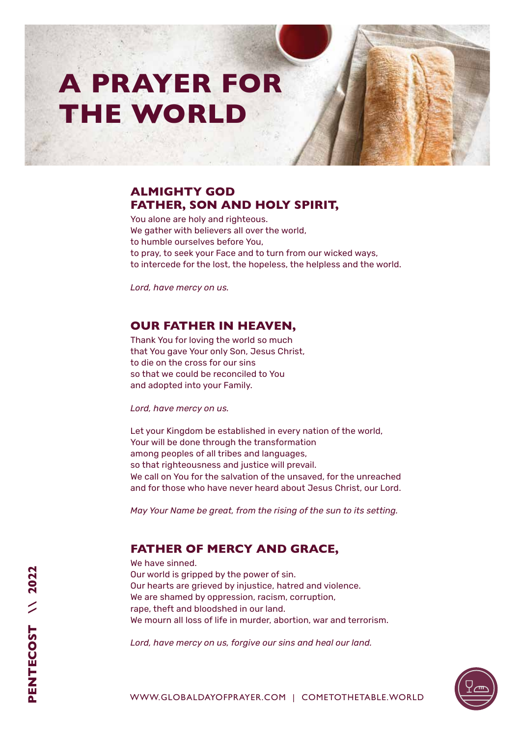# A PRAYER FOR THE WORLD

## ALMIGHTY GOD FATHER, SON AND HOLY SPIRIT,

You alone are holy and righteous.
We gather with believers all over the world,
to humble ourselves before You,
to pray, to seek your Face and to turn from our wicked ways,
to intercede for the lost, the hopeless, the helpless and the world.

*Lord, have mercy on us.*

## OUR FATHER IN HEAVEN,

Thank You for loving the world so much
that You gave Your only Son, Jesus Christ,
to die on the cross for our sins
so that we could be reconciled to You
and adopted into your Family.

*Lord, have mercy on us.*

Let your Kingdom be established in every nation of the world,
Your will be done through the transformation
among peoples of all tribes and languages,
so that righteousness and justice will prevail.
We call on You for the salvation of the unsaved, for the unreached
and for those who have never heard about Jesus Christ, our Lord.

*May Your Name be great, from the rising of the sun to its setting.*

## FATHER OF MERCY AND GRACE,

We have sinned.
Our world is gripped by the power of sin.
Our hearts are grieved by injustice, hatred and violence.
We are shamed by oppression, racism, corruption,
rape, theft and bloodshed in our land.
We mourn all loss of life in murder, abortion, war and terrorism.

*Lord, have mercy on us, forgive our sins and heal our land.*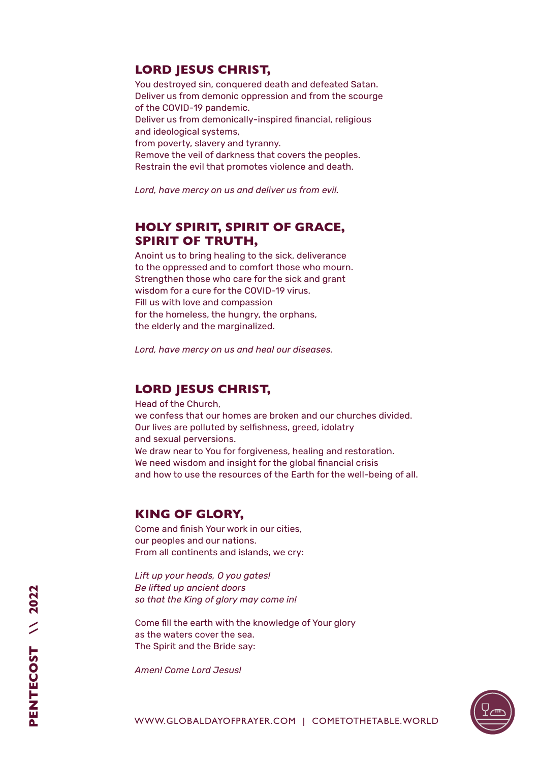## LORD JESUS CHRIST,

You destroyed sin, conquered death and defeated Satan.
Deliver us from demonic oppression and from the scourge of the COVID-19 pandemic.
Deliver us from demonically-inspired financial, religious and ideological systems,
from poverty, slavery and tyranny.
Remove the veil of darkness that covers the peoples.
Restrain the evil that promotes violence and death.

*Lord, have mercy on us and deliver us from evil.*

## HOLY SPIRIT, SPIRIT OF GRACE, SPIRIT OF TRUTH,

Anoint us to bring healing to the sick, deliverance to the oppressed and to comfort those who mourn.
Strengthen those who care for the sick and grant wisdom for a cure for the COVID-19 virus.
Fill us with love and compassion
for the homeless, the hungry, the orphans,
the elderly and the marginalized.

*Lord, have mercy on us and heal our diseases.*

## LORD JESUS CHRIST,

Head of the Church,
we confess that our homes are broken and our churches divided.
Our lives are polluted by selfishness, greed, idolatry
and sexual perversions.
We draw near to You for forgiveness, healing and restoration.
We need wisdom and insight for the global financial crisis
and how to use the resources of the Earth for the well-being of all.

## KING OF GLORY,

Come and finish Your work in our cities,
our peoples and our nations.
From all continents and islands, we cry:

*Lift up your heads, O you gates!*
*Be lifted up ancient doors*
*so that the King of glory may come in!*

Come fill the earth with the knowledge of Your glory
as the waters cover the sea.
The Spirit and the Bride say:

*Amen! Come Lord Jesus!*

WWW.GLOBALDAYOFPRAYER.COM | COMETOTHETABLE.WORLD